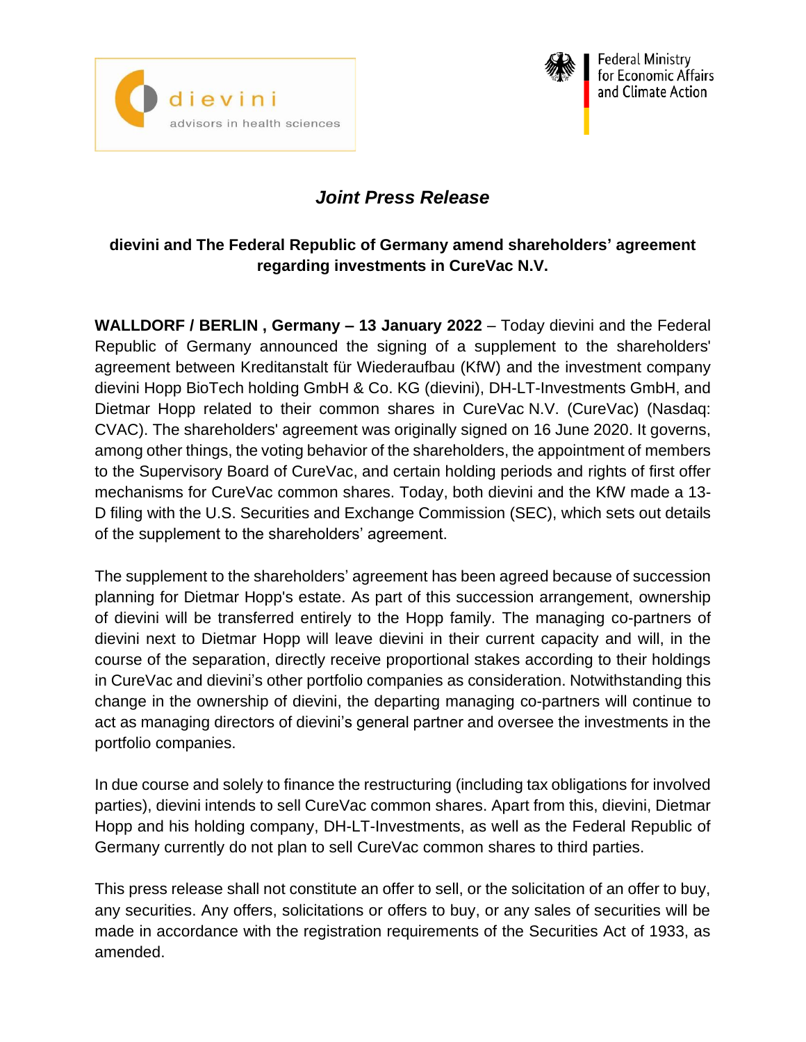dievini
advisors in health sciences

Federal Ministry for Economic Affairs and Climate Action

# *Joint Press Release*

## dievini and The Federal Republic of Germany amend shareholders' agreement regarding investments in CureVac N.V.

**WALLDORF / BERLIN , Germany – 13 January 2022** – Today dievini and the Federal Republic of Germany announced the signing of a supplement to the shareholders' agreement between Kreditanstalt für Wiederaufbau (KfW) and the investment company dievini Hopp BioTech holding GmbH & Co. KG (dievini), DH-LT-Investments GmbH, and Dietmar Hopp related to their common shares in CureVac N.V. (CureVac) (Nasdaq: CVAC). The shareholders' agreement was originally signed on 16 June 2020. It governs, among other things, the voting behavior of the shareholders, the appointment of members to the Supervisory Board of CureVac, and certain holding periods and rights of first offer mechanisms for CureVac common shares. Today, both dievini and the KfW made a 13-D filing with the U.S. Securities and Exchange Commission (SEC), which sets out details of the supplement to the shareholders' agreement.

The supplement to the shareholders' agreement has been agreed because of succession planning for Dietmar Hopp's estate. As part of this succession arrangement, ownership of dievini will be transferred entirely to the Hopp family. The managing co-partners of dievini next to Dietmar Hopp will leave dievini in their current capacity and will, in the course of the separation, directly receive proportional stakes according to their holdings in CureVac and dievini's other portfolio companies as consideration. Notwithstanding this change in the ownership of dievini, the departing managing co-partners will continue to act as managing directors of dievini's general partner and oversee the investments in the portfolio companies.

In due course and solely to finance the restructuring (including tax obligations for involved parties), dievini intends to sell CureVac common shares. Apart from this, dievini, Dietmar Hopp and his holding company, DH-LT-Investments, as well as the Federal Republic of Germany currently do not plan to sell CureVac common shares to third parties.

This press release shall not constitute an offer to sell, or the solicitation of an offer to buy, any securities. Any offers, solicitations or offers to buy, or any sales of securities will be made in accordance with the registration requirements of the Securities Act of 1933, as amended.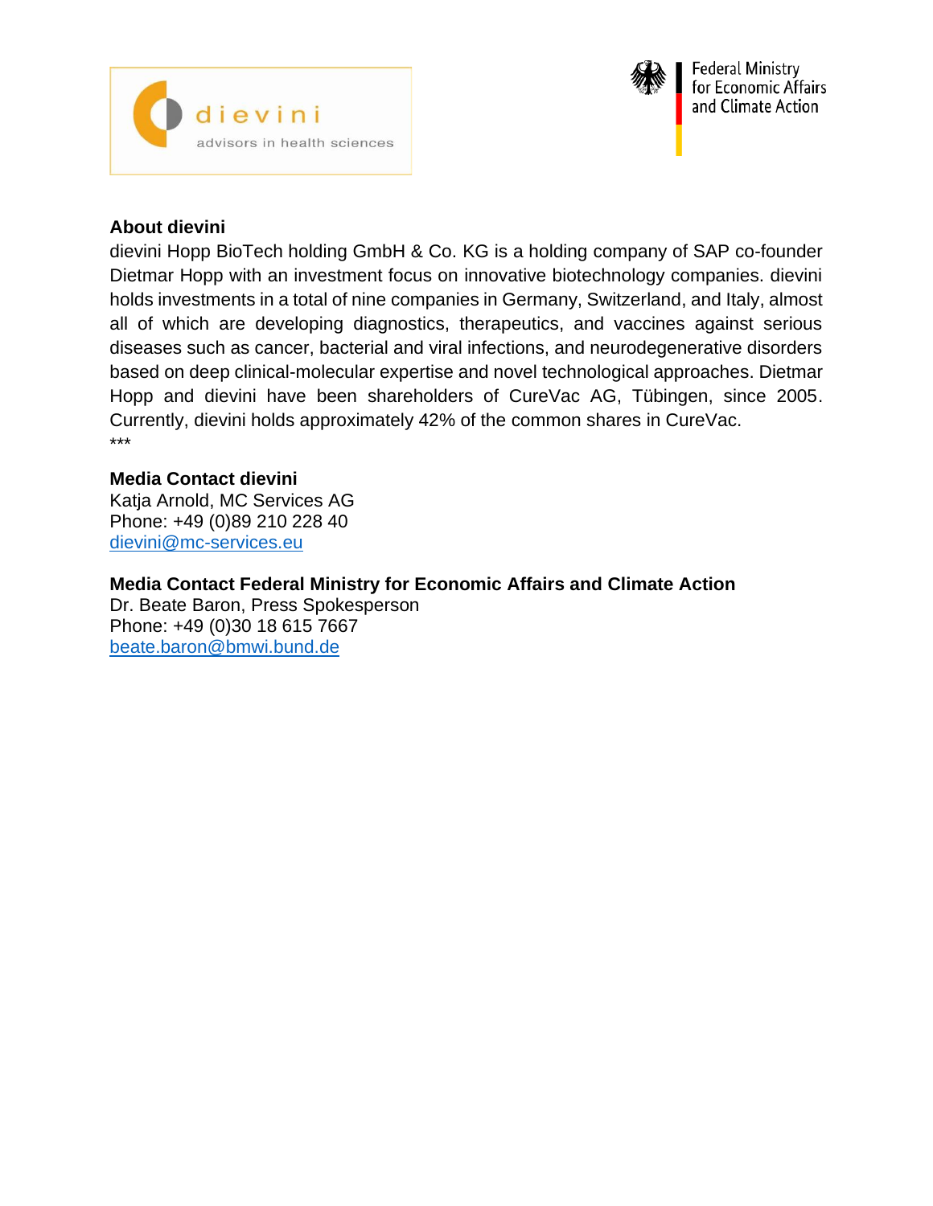**About dievini**

dievini Hopp BioTech holding GmbH & Co. KG is a holding company of SAP co-founder Dietmar Hopp with an investment focus on innovative biotechnology companies. dievini holds investments in a total of nine companies in Germany, Switzerland, and Italy, almost all of which are developing diagnostics, therapeutics, and vaccines against serious diseases such as cancer, bacterial and viral infections, and neurodegenerative disorders based on deep clinical-molecular expertise and novel technological approaches. Dietmar Hopp and dievini have been shareholders of CureVac AG, Tübingen, since 2005. Currently, dievini holds approximately 42% of the common shares in CureVac.

***

**Media Contact dievini**

Katja Arnold, MC Services AG
Phone: +49 (0)89 210 228 40
dievini@mc-services.eu

**Media Contact Federal Ministry for Economic Affairs and Climate Action**

Dr. Beate Baron, Press Spokesperson
Phone: +49 (0)30 18 615 7667
beate.baron@bmwi.bund.de